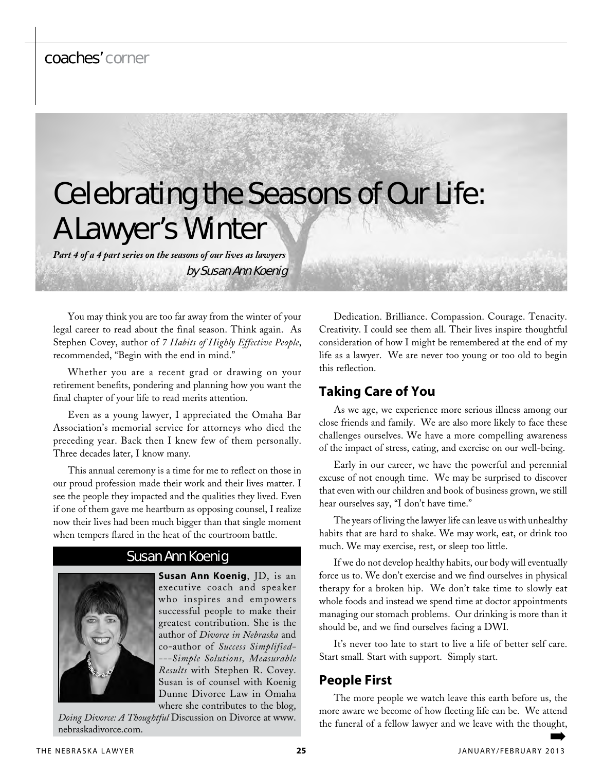coaches' corner

# Celebrating the Seasons of Our Life: A Lawyer's Winter

***Part 4 of a 4 part series on the seasons of our lives as lawyers***

by Susan Ann Koenig

You may think you are too far away from the winter of your legal career to read about the final season. Think again. As Stephen Covey, author of *7 Habits of Highly Effective People*, recommended, "Begin with the end in mind."

Whether you are a recent grad or drawing on your retirement benefits, pondering and planning how you want the final chapter of your life to read merits attention.

Even as a young lawyer, I appreciated the Omaha Bar Association's memorial service for attorneys who died the preceding year. Back then I knew few of them personally. Three decades later, I know many.

This annual ceremony is a time for me to reflect on those in our proud profession made their work and their lives matter. I see the people they impacted and the qualities they lived. Even if one of them gave me heartburn as opposing counsel, I realize now their lives had been much bigger than that single moment when tempers flared in the heat of the courtroom battle.

### Susan Ann Koenig

**Susan Ann Koenig**, JD, is an executive coach and speaker who inspires and empowers successful people to make their greatest contribution. She is the author of *Divorce in Nebraska* and co-author of *Success Simplified----Simple Solutions, Measurable Results* with Stephen R. Covey. Susan is of counsel with Koenig Dunne Divorce Law in Omaha where she contributes to the blog, *Doing Divorce: A Thoughtful* Discussion on Divorce at www.nebraskadivorce.com.

Dedication. Brilliance. Compassion. Courage. Tenacity. Creativity. I could see them all. Their lives inspire thoughtful consideration of how I might be remembered at the end of my life as a lawyer. We are never too young or too old to begin this reflection.

## Taking Care of You

As we age, we experience more serious illness among our close friends and family. We are also more likely to face these challenges ourselves. We have a more compelling awareness of the impact of stress, eating, and exercise on our well-being.

Early in our career, we have the powerful and perennial excuse of not enough time. We may be surprised to discover that even with our children and book of business grown, we still hear ourselves say, "I don't have time."

The years of living the lawyer life can leave us with unhealthy habits that are hard to shake. We may work, eat, or drink too much. We may exercise, rest, or sleep too little.

If we do not develop healthy habits, our body will eventually force us to. We don't exercise and we find ourselves in physical therapy for a broken hip. We don't take time to slowly eat whole foods and instead we spend time at doctor appointments managing our stomach problems. Our drinking is more than it should be, and we find ourselves facing a DWI.

It's never too late to start to live a life of better self care. Start small. Start with support. Simply start.

## People First

The more people we watch leave this earth before us, the more aware we become of how fleeting life can be. We attend the funeral of a fellow lawyer and we leave with the thought,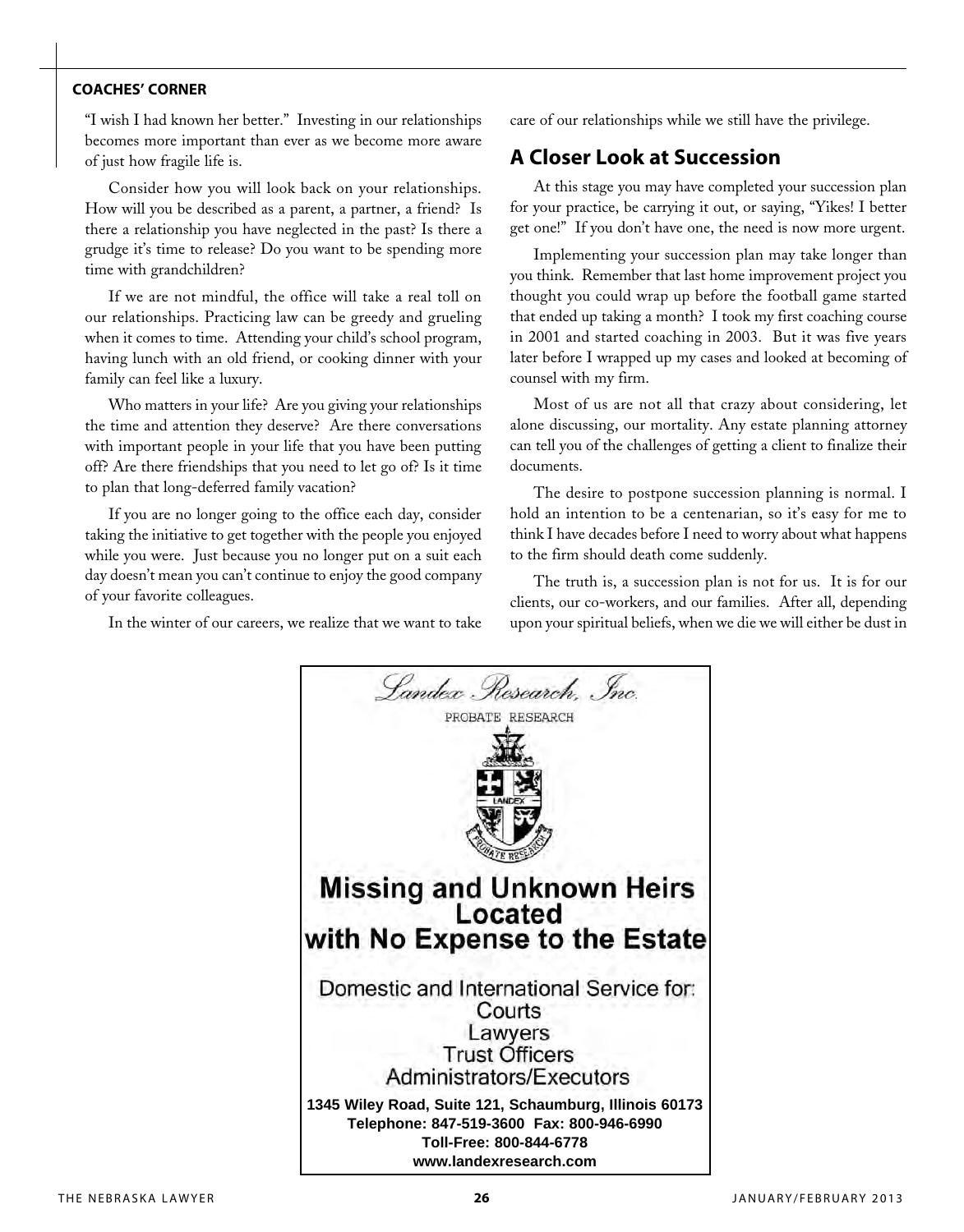"I wish I had known her better." Investing in our relationships becomes more important than ever as we become more aware of just how fragile life is.

Consider how you will look back on your relationships. How will you be described as a parent, a partner, a friend? Is there a relationship you have neglected in the past? Is there a grudge it's time to release? Do you want to be spending more time with grandchildren?

If we are not mindful, the office will take a real toll on our relationships. Practicing law can be greedy and grueling when it comes to time. Attending your child's school program, having lunch with an old friend, or cooking dinner with your family can feel like a luxury.

Who matters in your life? Are you giving your relationships the time and attention they deserve? Are there conversations with important people in your life that you have been putting off? Are there friendships that you need to let go of? Is it time to plan that long-deferred family vacation?

If you are no longer going to the office each day, consider taking the initiative to get together with the people you enjoyed while you were. Just because you no longer put on a suit each day doesn't mean you can't continue to enjoy the good company of your favorite colleagues.

In the winter of our careers, we realize that we want to take care of our relationships while we still have the privilege.

## A Closer Look at Succession

At this stage you may have completed your succession plan for your practice, be carrying it out, or saying, "Yikes! I better get one!" If you don't have one, the need is now more urgent.

Implementing your succession plan may take longer than you think. Remember that last home improvement project you thought you could wrap up before the football game started that ended up taking a month? I took my first coaching course in 2001 and started coaching in 2003. But it was five years later before I wrapped up my cases and looked at becoming of counsel with my firm.

Most of us are not all that crazy about considering, let alone discussing, our mortality. Any estate planning attorney can tell you of the challenges of getting a client to finalize their documents.

The desire to postpone succession planning is normal. I hold an intention to be a centenarian, so it's easy for me to think I have decades before I need to worry about what happens to the firm should death come suddenly.

The truth is, a succession plan is not for us. It is for our clients, our co-workers, and our families. After all, depending upon your spiritual beliefs, when we die we will either be dust in

*Landex Research, Inc.*

PROBATE RESEARCH

**Missing and Unknown Heirs Located with No Expense to the Estate**

Domestic and International Service for:
Courts
Lawyers
Trust Officers
Administrators/Executors

**1345 Wiley Road, Suite 121, Schaumburg, Illinois 60173**
**Telephone: 847-519-3600 Fax: 800-946-6990**
**Toll-Free: 800-844-6778**
**www.landexresearch.com**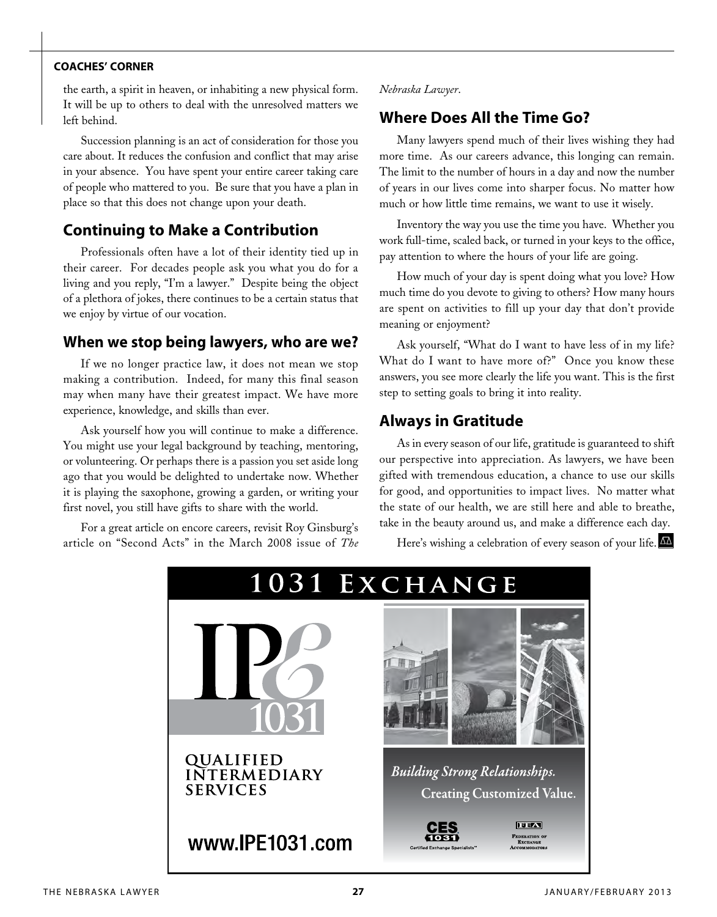the earth, a spirit in heaven, or inhabiting a new physical form. It will be up to others to deal with the unresolved matters we left behind.

Succession planning is an act of consideration for those you care about. It reduces the confusion and conflict that may arise in your absence. You have spent your entire career taking care of people who mattered to you. Be sure that you have a plan in place so that this does not change upon your death.

## Continuing to Make a Contribution

Professionals often have a lot of their identity tied up in their career. For decades people ask you what you do for a living and you reply, "I'm a lawyer." Despite being the object of a plethora of jokes, there continues to be a certain status that we enjoy by virtue of our vocation.

## When we stop being lawyers, who are we?

If we no longer practice law, it does not mean we stop making a contribution. Indeed, for many this final season may when many have their greatest impact. We have more experience, knowledge, and skills than ever.

Ask yourself how you will continue to make a difference. You might use your legal background by teaching, mentoring, or volunteering. Or perhaps there is a passion you set aside long ago that you would be delighted to undertake now. Whether it is playing the saxophone, growing a garden, or writing your first novel, you still have gifts to share with the world.

For a great article on encore careers, revisit Roy Ginsburg's article on "Second Acts" in the March 2008 issue of *The Nebraska Lawyer*.

## Where Does All the Time Go?

Many lawyers spend much of their lives wishing they had more time. As our careers advance, this longing can remain. The limit to the number of hours in a day and now the number of years in our lives come into sharper focus. No matter how much or how little time remains, we want to use it wisely.

Inventory the way you use the time you have. Whether you work full-time, scaled back, or turned in your keys to the office, pay attention to where the hours of your life are going.

How much of your day is spent doing what you love? How much time do you devote to giving to others? How many hours are spent on activities to fill up your day that don't provide meaning or enjoyment?

Ask yourself, "What do I want to have less of in my life? What do I want to have more of?" Once you know these answers, you see more clearly the life you want. This is the first step to setting goals to bring it into reality.

## Always in Gratitude

As in every season of our life, gratitude is guaranteed to shift our perspective into appreciation. As lawyers, we have been gifted with tremendous education, a chance to use our skills for good, and opportunities to impact lives. No matter what the state of our health, we are still here and able to breathe, take in the beauty around us, and make a difference each day.

Here's wishing a celebration of every season of your life.

1031 Exchange

IPE 1031

QUALIFIED INTERMEDIARY SERVICES

www.IPE1031.com

*Building Strong Relationships.*
*Creating Customized Value.*

CES 1031 Certified Exchange Specialists™

FEA Federation of Exchange Accommodators